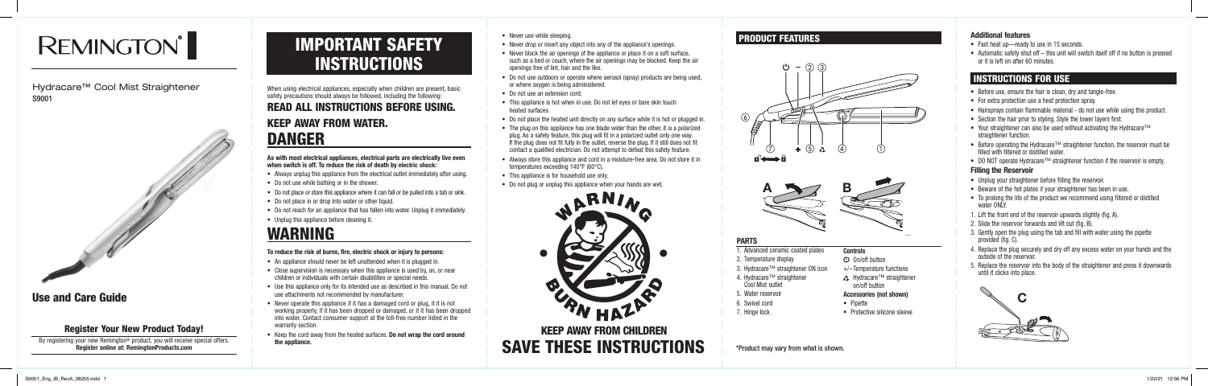# REMINGTON®

Hydracare™ Cool Mist Straightener
S9001

## Use and Care Guide

### Register Your New Product Today!

By registering your new Remington® product, you will receive special offers.
**Register online at: RemingtonProducts.com**

# IMPORTANT SAFETY INSTRUCTIONS

When using electrical appliances, especially when children are present, basic safety precautions should always be followed, including the following:

## READ ALL INSTRUCTIONS BEFORE USING.

## KEEP AWAY FROM WATER.

# DANGER

**As with most electrical appliances, electrical parts are electrically live even when switch is off. To reduce the risk of death by electric shock:**

- Always unplug this appliance from the electrical outlet immediately after using.
- Do not use while bathing or in the shower.
- Do not place or store this appliance where it can fall or be pulled into a tub or sink.
- Do not place in or drop into water or other liquid.
- Do not reach for an appliance that has fallen into water. Unplug it immediately.
- Unplug this appliance before cleaning it.

# WARNING

**To reduce the risk of burns, fire, electric shock or injury to persons:**

- An appliance should never be left unattended when it is plugged in.
- Close supervision is necessary when this appliance is used by, on, or near children or individuals with certain disabilities or special needs.
- Use this appliance only for its intended use as described in this manual. Do not use attachments not recommended by manufacturer.
- Never operate this appliance if it has a damaged cord or plug, if it is not working properly, if it has been dropped or damaged, or if it has been dropped into water. Contact consumer support at the toll-free number listed in the warranty section.
- Keep the cord away from the heated surfaces. **Do not wrap the cord around the appliance.**
- Never use while sleeping.
- Never drop or insert any object into any of the appliance's openings.
- Never block the air openings of the appliance or place it on a soft surface, such as a bed or couch, where the air openings may be blocked. Keep the air openings free of lint, hair and the like.
- Do not use outdoors or operate where aerosol (spray) products are being used, or where oxygen is being administered.
- Do not use an extension cord.
- This appliance is hot when in use. Do not let eyes or bare skin touch heated surfaces.
- Do not place the heated unit directly on any surface while it is hot or plugged in.
- The plug on this appliance has one blade wider than the other, it is a polarized plug. As a safety feature, this plug will fit in a polarized outlet only one way. If the plug does not fit fully in the outlet, reverse the plug. If it still does not fit contact a qualified electrician. Do not attempt to defeat this safety feature.
- Always store this appliance and cord in a moisture-free area. Do not store it in temperatures exceeding 140°F (60°C).
- This appliance is for household use only.
- Do not plug or unplug this appliance when your hands are wet.

WARNING BURN HAZARD

**KEEP AWAY FROM CHILDREN**

## SAVE THESE INSTRUCTIONS

## PRODUCT FEATURES

### PARTS

1. Advanced ceramic coated plates
2. Temperature display
3. Hydracare™ straightener ON icon
4. Hydracare™ straightener Cool Mist outlet
5. Water reservoir
6. Swivel cord
7. Hinge lock

**Controls**

- On/off button
- +/– Temperature functions
- Hydracare™ straightener on/off button

**Accessories (not shown)**

- Pipette
- Protective silicone sleeve

*Product may vary from what is shown.

### Additional features

- Fast heat up—ready to use in 15 seconds.
- Automatic safety shut off – this unit will switch itself off if no button is pressed or it is left on after 60 minutes.

## INSTRUCTIONS FOR USE

- Before use, ensure the hair is clean, dry and tangle-free.
- For extra protection use a heat protection spray.
- Hairsprays contain flammable material - do not use while using this product.
- Section the hair prior to styling. Style the lower layers first.
- Your straightener can also be used without activating the Hydracare™ straightener function.
- Before operating the Hydracare™ straightener function, the reservoir must be filled with filtered or distilled water.
- DO NOT operate Hydracare™ straightener function if the reservoir is empty.

### Filling the Reservoir

- Unplug your straightener before filling the reservoir.
- Beware of the hot plates if your straightener has been in use.
- To prolong the life of the product we recommend using filtered or distilled water ONLY.

1. Lift the front end of the reservoir upwards slightly (fig. A).
2. Slide the reservoir forwards and lift out (fig. B).
3. Gently open the plug using the tab and fill with water using the pipette provided (fig. C).
4. Replace the plug securely and dry off any excess water on your hands and the outside of the reservoir.
5. Replace the reservoir into the body of the straightener and press it downwards until it clicks into place.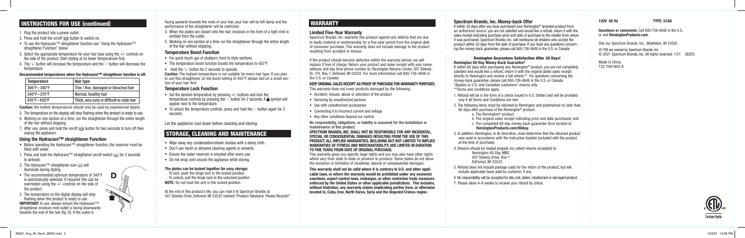## INSTRUCTIONS FOR USE (continued)

1. Plug the product into a power outlet.
2. Press and hold the on/off (⏻) button to switch on.
- To use the Hydracare™ straightener function see "Using the Hydracare™ straightener Function" below.
3. Select the appropriate temperature for your hair type using the +/- controls on the side of the product. Start styling at on lower temperatures first.
4. The '+' button will increase the temperature and the '-' button will decrease the temperature.

**Recommended temperatures when the Hydracare™ straightener function is off:**

| Temperature | Hair type |
|---|---|
| 300°F–340°F | Thin / fine, damaged or bleached hair |
| 340°F–375°F | Normal, healthy hair |
| 410°F–450°F | Thick, very curly or difficult-to-style hair |

**Caution:** the hottest temperatures should only be used by experienced stylers.

5. The temperature on the display will stop flashing when the product is ready to use.
6. Working on one section at a time, run the straightener through the entire length of the hair without stopping.
7. After use, press and hold the on/off (⏻) button for two seconds to turn off then unplug the appliance.

### Using the Hydracare™ straightener Function

- Before operating the Hydracare™ straightener function, the reservoir must be filled with water.

1. Press and hold the Hydracare™ straightener on/off switch (△) for 2 seconds to activate.
2. The Hydracare™ straightener icon (△) will illuminate during styling.
- The recommended optimum temperature of 340°F is automatically selected. If required this can be overridden using the +/- controls on the side of the product.
3. The temperature on the digital display will stop flashing when the product is ready to use.

**IMPORTANT:** In use, always ensure the Hydracare™ straightener moisture mist outlet is facing downwards towards the end of the hair (fig. D). If the outlet is facing upwards towards the roots of your hair, your hair will be left damp and the performance of the straightener will be restricted.

4. When the plates are closed onto the hair, moisture in the form of a light mist is emitted from the outlet.
5. Working on one section at a time run the straightener through the entire length of the hair without stopping.

### Temperature Boost Function

- For quick touch ups of stubborn, hard to style sections.
- The temperature boost function boosts the temperature to 450°F.
- Hold the '+' button for 2 seconds to operate.

**Caution:** The highest temperature is not suitable for every hair type. If you plan to use this straightener on the boost setting of 450°F please test on a small section of your hair first.

### Temperature Lock Function

- Set the desired temperature by pressing +/- buttons and lock the temperature controls by pressing the '-' button for 2 seconds. A 🔒 symbol will appear next to the temperature.
- To unlock the temperature controls, press and hold the '-' button again for 2 seconds.

Let the appliance cool down before cleaning and storing.

## STORAGE, CLEANING AND MAINTENANCE

- Wipe away any condensation/steam residue with a damp cloth.
- Don't use harsh or abrasive cleaning agents or solvents.
- Ensure the water reservoir is emptied after every use.
- Do not wrap cord around the appliance while storing.

**The plates can be locked together for easy storage:**
To lock, push the hinge lock to the locked position.
To unlock, pull the hinge lock to the unlocked position
**NOTE:** Do not heat the unit in the locked position.

At the end of this product's life, you can mail it to Spectrum Brands at 507 Stokely Drive, Deforest, WI 53532 marked "Product Takeback: Please Recycle!"

## WARRANTY

### Limited Five-Year Warranty

Spectrum Brands, Inc. warrants this product against any defects that are due to faulty material or workmanship for a five-year period from the original date of consumer purchase. This warranty does not include damage to the product resulting from accident or misuse.

If the product should become defective within the warranty period, we will replace it free of charge. Return your product and sales receipt with your name, address and day time phone number to: Remington Returns Center, 507 Stokely Dr., P.O. Box 1, Deforest, WI 53532. For more information call 800-736-4648 in the U.S. or Canada.

**KEEP ORIGINAL SALES RECEIPT AS PROOF OF PURCHASE FOR WARRANTY PURPOSES.**
This warranty does not cover products damaged by the following:

- Accident, misuse, abuse or alteration of the product
- Servicing by unauthorized persons
- Use with unauthorized accessories
- Connecting it to incorrect current and voltage
- Any other conditions beyond our control

**No responsibility, obligations, or liability is assumed for the installation or maintenance of this product.**

**SPECTRUM BRANDS, INC. SHALL NOT BE RESPONSIBLE FOR ANY INCIDENTAL, SPECIAL OR CONSEQUENTIAL DAMAGES RESULTING FROM THE USE OF THIS PRODUCT. ALL IMPLIED WARRANTIES, INCLUDING BUT NOT LIMITED TO IMPLIED WARRANTIES OF FITNESS AND MERCHANTABILITY, ARE LIMITED IN DURATION TO FIVE YEARS FROM DATE OF ORIGINAL PURCHASE.**

This warranty gives you specific legal rights and you may also have other rights which vary from state to state or province to province. Some states do not allow the exclusion or limitation of incidental, special or consequential damages.

**This warranty shall not be valid where it is contrary to U.S. and other applicable laws, or where the warranty would be prohibited under any economic sanctions, export control laws, embargos, or other restrictive trade measures enforced by the United States or other applicable jurisdictions. This includes, without limitation, any warranty claims implicating parties from, or otherwise located in, Cuba, Iran, North Korea, Syria and the disputed Crimea region.**

### Spectrum Brands, Inc. Money-back Offer

If within 30 days after you have purchased your Remington® branded product from an authorized source, you are not satisfied and would like a refund, return it with the sales receipt indicating purchase price and date of purchase to the retailer from whom it was purchased. Spectrum Brands, Inc. will reimburse all retailers who accept the product within 30 days from the date of purchase. If you have any questions concerning the money-back guarantee, please call 800-736-4648 in the U.S. or Canada.

#### Remington Guarantees Satisfaction After 30 Days!

**Remington 60-Day Money Back Guarantee***
If within 60 days after purchasing any Remington® product, you are not completely satisfied and would like a refund, return it with the original dated sales receipt directly to Remington and receive a full refund.** For questions concerning the money-back guarantee, please call 800-736-4648 in the U.S. or Canada.
*Applies to U.S. and Canadian customers' returns only.
**Terms and conditions apply.

1. Refund will be in the form of a check issued in U.S. Dollars and will be provided only if all Terms and Conditions are met.
2. The following items must be returned to Remington and postmarked no later than 60 days after purchase of the Remington® product:
   a. The Remington® product;
   b. The original sales receipt indicating price and date purchased; and
   c. The completed 60-day money back guarantee form located at **RemingtonProducts.com/60day.**
3. In addition, Remington, in its discretion, must determine that the returned product was used in accordance with the instruction booklet (included with the product at the time of purchase).
4. Returns should be mailed prepaid (no collect returns accepted) to:
   Remington 60-Day MBG
   507 Stokely Drive, Box 1
   DeForest, WI 53532
5. Refund does not include postage costs for the return of the product, but will include applicable taxes paid by customer, if any.
6. No responsibility will be accepted for late, lost, stolen, misdirected or damaged product.
7. Please allow 4–6 weeks to receive your refund by check.

**120V 60 Hz** **TYPE: S18A**

**Questions or comments:** Call 800-736-4648 in the U.S. or visit **RemingtonProducts.com.**

Dist. by: Spectrum Brands, Inc., Middleton, WI 53562

®/TM are owned by Spectrum Brands, Inc.
© 2021 Spectrum Brands, Inc. All rights reserved. 1/21 28255

Made in China.
T22-7001902-A

Intertek